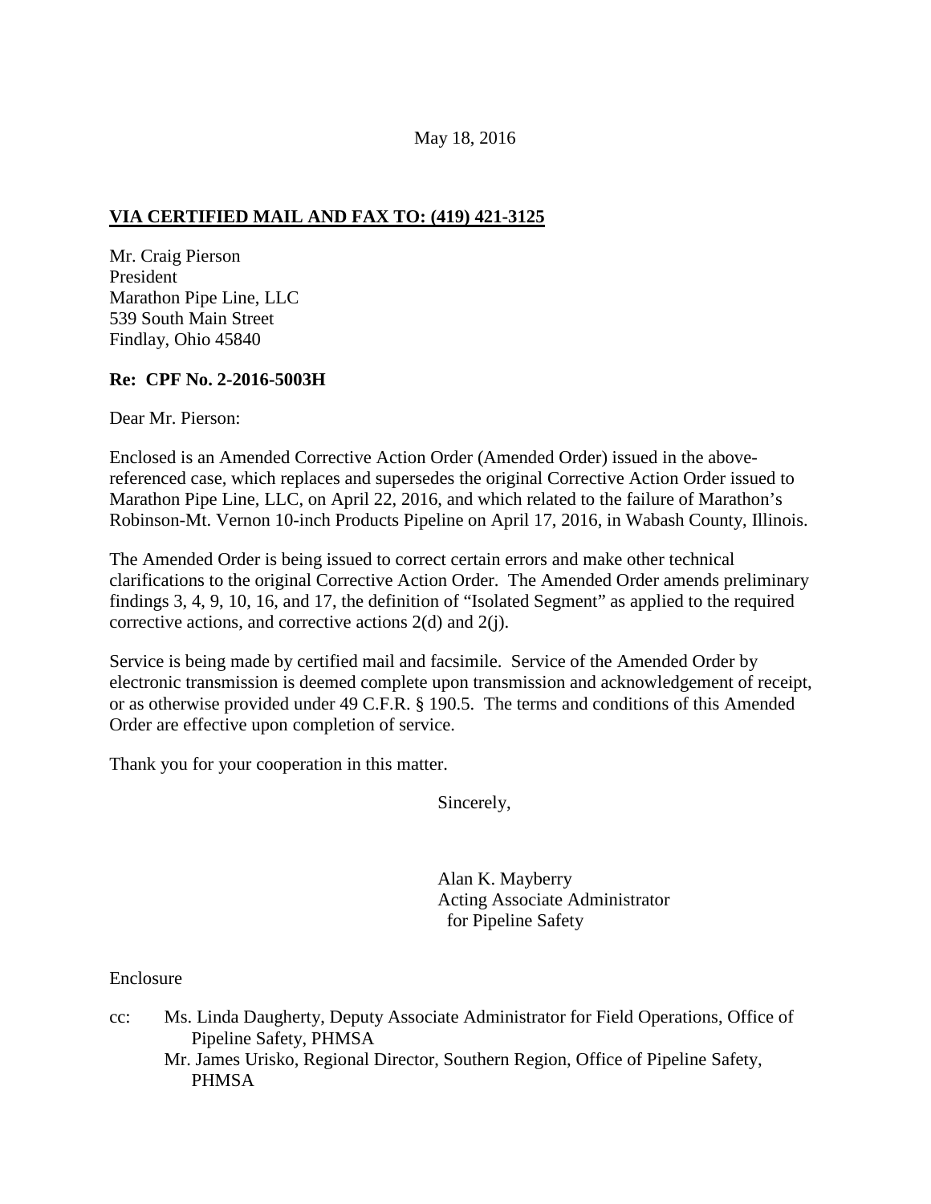May 18, 2016

**VIA CERTIFIED MAIL AND FAX TO: (419) 421-3125**

Mr. Craig Pierson
President
Marathon Pipe Line, LLC
539 South Main Street
Findlay, Ohio 45840

**Re: CPF No. 2-2016-5003H**

Dear Mr. Pierson:

Enclosed is an Amended Corrective Action Order (Amended Order) issued in the above-referenced case, which replaces and supersedes the original Corrective Action Order issued to Marathon Pipe Line, LLC, on April 22, 2016, and which related to the failure of Marathon's Robinson-Mt. Vernon 10-inch Products Pipeline on April 17, 2016, in Wabash County, Illinois.

The Amended Order is being issued to correct certain errors and make other technical clarifications to the original Corrective Action Order. The Amended Order amends preliminary findings 3, 4, 9, 10, 16, and 17, the definition of "Isolated Segment" as applied to the required corrective actions, and corrective actions 2(d) and 2(j).

Service is being made by certified mail and facsimile. Service of the Amended Order by electronic transmission is deemed complete upon transmission and acknowledgement of receipt, or as otherwise provided under 49 C.F.R. § 190.5. The terms and conditions of this Amended Order are effective upon completion of service.

Thank you for your cooperation in this matter.

Sincerely,

Alan K. Mayberry
Acting Associate Administrator
for Pipeline Safety

Enclosure

cc: Ms. Linda Daugherty, Deputy Associate Administrator for Field Operations, Office of Pipeline Safety, PHMSA
Mr. James Urisko, Regional Director, Southern Region, Office of Pipeline Safety, PHMSA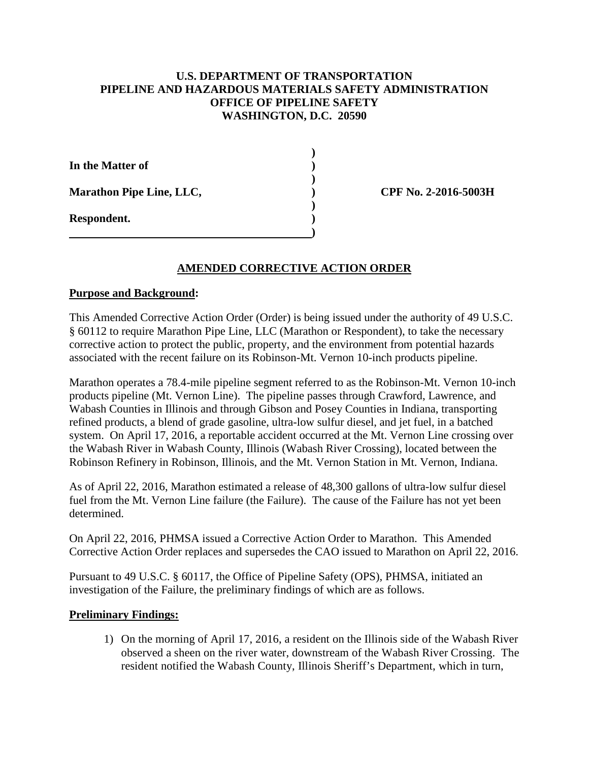**U.S. DEPARTMENT OF TRANSPORTATION**
**PIPELINE AND HAZARDOUS MATERIALS SAFETY ADMINISTRATION**
**OFFICE OF PIPELINE SAFETY**
**WASHINGTON, D.C. 20590**

| | | |
|---|---|---|
| **In the Matter of** | ) | |
| **Marathon Pipe Line, LLC,** | ) | **CPF No. 2-2016-5003H** |
| **Respondent.** | ) | |

## AMENDED CORRECTIVE ACTION ORDER

**Purpose and Background:**

This Amended Corrective Action Order (Order) is being issued under the authority of 49 U.S.C. § 60112 to require Marathon Pipe Line, LLC (Marathon or Respondent), to take the necessary corrective action to protect the public, property, and the environment from potential hazards associated with the recent failure on its Robinson-Mt. Vernon 10-inch products pipeline.

Marathon operates a 78.4-mile pipeline segment referred to as the Robinson-Mt. Vernon 10-inch products pipeline (Mt. Vernon Line). The pipeline passes through Crawford, Lawrence, and Wabash Counties in Illinois and through Gibson and Posey Counties in Indiana, transporting refined products, a blend of grade gasoline, ultra-low sulfur diesel, and jet fuel, in a batched system. On April 17, 2016, a reportable accident occurred at the Mt. Vernon Line crossing over the Wabash River in Wabash County, Illinois (Wabash River Crossing), located between the Robinson Refinery in Robinson, Illinois, and the Mt. Vernon Station in Mt. Vernon, Indiana.

As of April 22, 2016, Marathon estimated a release of 48,300 gallons of ultra-low sulfur diesel fuel from the Mt. Vernon Line failure (the Failure). The cause of the Failure has not yet been determined.

On April 22, 2016, PHMSA issued a Corrective Action Order to Marathon. This Amended Corrective Action Order replaces and supersedes the CAO issued to Marathon on April 22, 2016.

Pursuant to 49 U.S.C. § 60117, the Office of Pipeline Safety (OPS), PHMSA, initiated an investigation of the Failure, the preliminary findings of which are as follows.

**Preliminary Findings:**

1) On the morning of April 17, 2016, a resident on the Illinois side of the Wabash River observed a sheen on the river water, downstream of the Wabash River Crossing. The resident notified the Wabash County, Illinois Sheriff's Department, which in turn,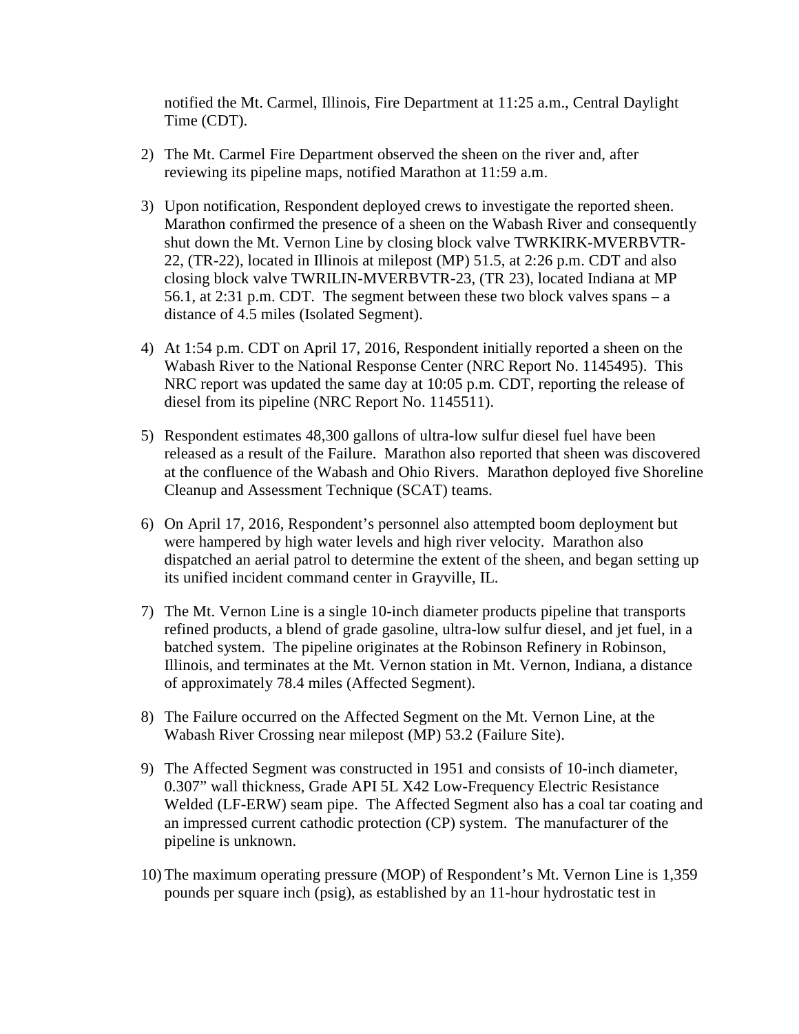notified the Mt. Carmel, Illinois, Fire Department at 11:25 a.m., Central Daylight Time (CDT).

2) The Mt. Carmel Fire Department observed the sheen on the river and, after reviewing its pipeline maps, notified Marathon at 11:59 a.m.

3) Upon notification, Respondent deployed crews to investigate the reported sheen. Marathon confirmed the presence of a sheen on the Wabash River and consequently shut down the Mt. Vernon Line by closing block valve TWRKIRK-MVERBVTR-22, (TR-22), located in Illinois at milepost (MP) 51.5, at 2:26 p.m. CDT and also closing block valve TWRILIN-MVERBVTR-23, (TR 23), located Indiana at MP 56.1, at 2:31 p.m. CDT. The segment between these two block valves spans – a distance of 4.5 miles (Isolated Segment).

4) At 1:54 p.m. CDT on April 17, 2016, Respondent initially reported a sheen on the Wabash River to the National Response Center (NRC Report No. 1145495). This NRC report was updated the same day at 10:05 p.m. CDT, reporting the release of diesel from its pipeline (NRC Report No. 1145511).

5) Respondent estimates 48,300 gallons of ultra-low sulfur diesel fuel have been released as a result of the Failure. Marathon also reported that sheen was discovered at the confluence of the Wabash and Ohio Rivers. Marathon deployed five Shoreline Cleanup and Assessment Technique (SCAT) teams.

6) On April 17, 2016, Respondent's personnel also attempted boom deployment but were hampered by high water levels and high river velocity. Marathon also dispatched an aerial patrol to determine the extent of the sheen, and began setting up its unified incident command center in Grayville, IL.

7) The Mt. Vernon Line is a single 10-inch diameter products pipeline that transports refined products, a blend of grade gasoline, ultra-low sulfur diesel, and jet fuel, in a batched system. The pipeline originates at the Robinson Refinery in Robinson, Illinois, and terminates at the Mt. Vernon station in Mt. Vernon, Indiana, a distance of approximately 78.4 miles (Affected Segment).

8) The Failure occurred on the Affected Segment on the Mt. Vernon Line, at the Wabash River Crossing near milepost (MP) 53.2 (Failure Site).

9) The Affected Segment was constructed in 1951 and consists of 10-inch diameter, 0.307" wall thickness, Grade API 5L X42 Low-Frequency Electric Resistance Welded (LF-ERW) seam pipe. The Affected Segment also has a coal tar coating and an impressed current cathodic protection (CP) system. The manufacturer of the pipeline is unknown.

10) The maximum operating pressure (MOP) of Respondent's Mt. Vernon Line is 1,359 pounds per square inch (psig), as established by an 11-hour hydrostatic test in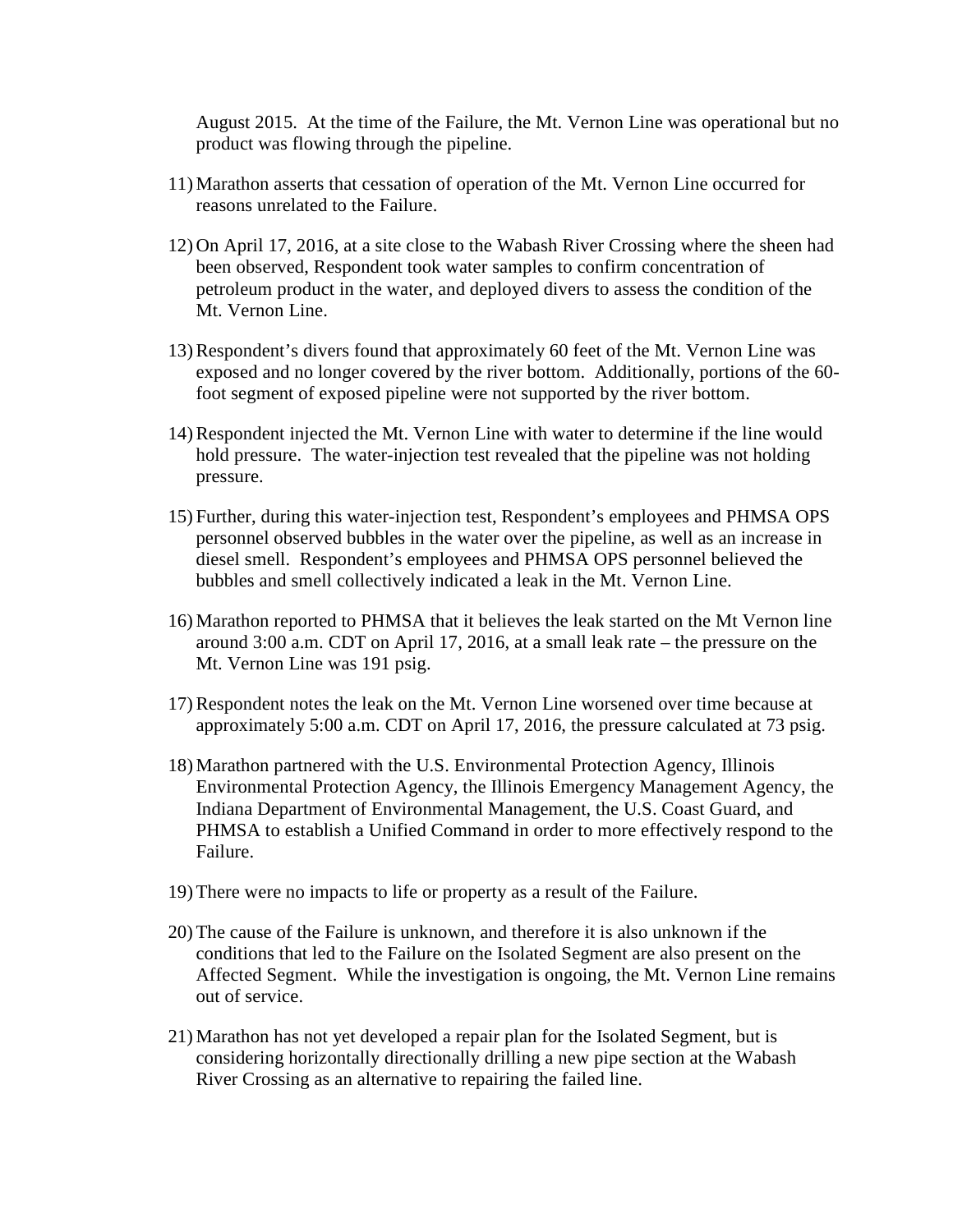August 2015. At the time of the Failure, the Mt. Vernon Line was operational but no product was flowing through the pipeline.

11) Marathon asserts that cessation of operation of the Mt. Vernon Line occurred for reasons unrelated to the Failure.

12) On April 17, 2016, at a site close to the Wabash River Crossing where the sheen had been observed, Respondent took water samples to confirm concentration of petroleum product in the water, and deployed divers to assess the condition of the Mt. Vernon Line.

13) Respondent's divers found that approximately 60 feet of the Mt. Vernon Line was exposed and no longer covered by the river bottom. Additionally, portions of the 60-foot segment of exposed pipeline were not supported by the river bottom.

14) Respondent injected the Mt. Vernon Line with water to determine if the line would hold pressure. The water-injection test revealed that the pipeline was not holding pressure.

15) Further, during this water-injection test, Respondent's employees and PHMSA OPS personnel observed bubbles in the water over the pipeline, as well as an increase in diesel smell. Respondent's employees and PHMSA OPS personnel believed the bubbles and smell collectively indicated a leak in the Mt. Vernon Line.

16) Marathon reported to PHMSA that it believes the leak started on the Mt Vernon line around 3:00 a.m. CDT on April 17, 2016, at a small leak rate – the pressure on the Mt. Vernon Line was 191 psig.

17) Respondent notes the leak on the Mt. Vernon Line worsened over time because at approximately 5:00 a.m. CDT on April 17, 2016, the pressure calculated at 73 psig.

18) Marathon partnered with the U.S. Environmental Protection Agency, Illinois Environmental Protection Agency, the Illinois Emergency Management Agency, the Indiana Department of Environmental Management, the U.S. Coast Guard, and PHMSA to establish a Unified Command in order to more effectively respond to the Failure.

19) There were no impacts to life or property as a result of the Failure.

20) The cause of the Failure is unknown, and therefore it is also unknown if the conditions that led to the Failure on the Isolated Segment are also present on the Affected Segment. While the investigation is ongoing, the Mt. Vernon Line remains out of service.

21) Marathon has not yet developed a repair plan for the Isolated Segment, but is considering horizontally directionally drilling a new pipe section at the Wabash River Crossing as an alternative to repairing the failed line.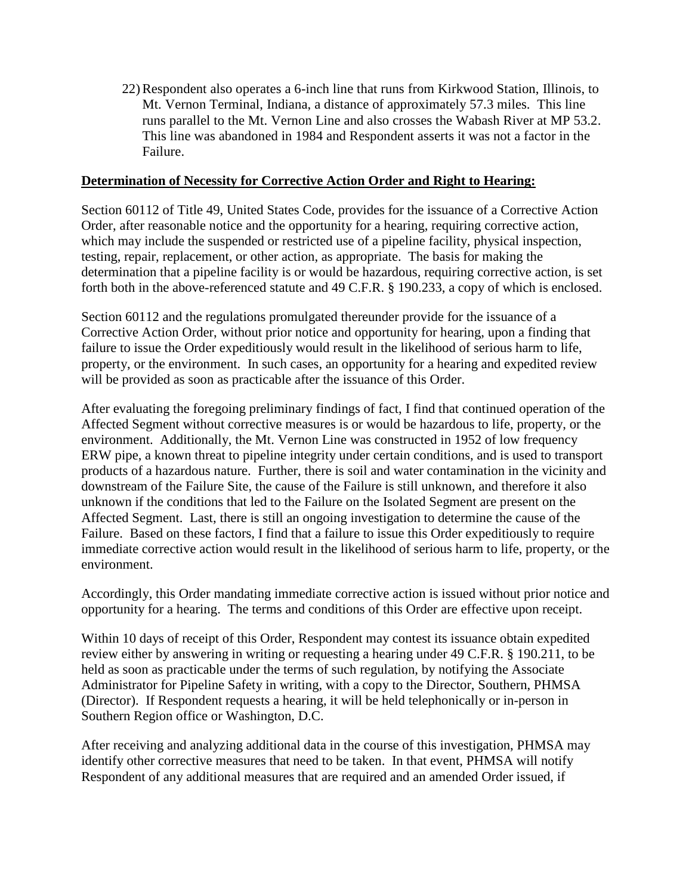22) Respondent also operates a 6-inch line that runs from Kirkwood Station, Illinois, to Mt. Vernon Terminal, Indiana, a distance of approximately 57.3 miles. This line runs parallel to the Mt. Vernon Line and also crosses the Wabash River at MP 53.2. This line was abandoned in 1984 and Respondent asserts it was not a factor in the Failure.

**Determination of Necessity for Corrective Action Order and Right to Hearing:**

Section 60112 of Title 49, United States Code, provides for the issuance of a Corrective Action Order, after reasonable notice and the opportunity for a hearing, requiring corrective action, which may include the suspended or restricted use of a pipeline facility, physical inspection, testing, repair, replacement, or other action, as appropriate. The basis for making the determination that a pipeline facility is or would be hazardous, requiring corrective action, is set forth both in the above-referenced statute and 49 C.F.R. § 190.233, a copy of which is enclosed.

Section 60112 and the regulations promulgated thereunder provide for the issuance of a Corrective Action Order, without prior notice and opportunity for hearing, upon a finding that failure to issue the Order expeditiously would result in the likelihood of serious harm to life, property, or the environment. In such cases, an opportunity for a hearing and expedited review will be provided as soon as practicable after the issuance of this Order.

After evaluating the foregoing preliminary findings of fact, I find that continued operation of the Affected Segment without corrective measures is or would be hazardous to life, property, or the environment. Additionally, the Mt. Vernon Line was constructed in 1952 of low frequency ERW pipe, a known threat to pipeline integrity under certain conditions, and is used to transport products of a hazardous nature. Further, there is soil and water contamination in the vicinity and downstream of the Failure Site, the cause of the Failure is still unknown, and therefore it also unknown if the conditions that led to the Failure on the Isolated Segment are present on the Affected Segment. Last, there is still an ongoing investigation to determine the cause of the Failure. Based on these factors, I find that a failure to issue this Order expeditiously to require immediate corrective action would result in the likelihood of serious harm to life, property, or the environment.

Accordingly, this Order mandating immediate corrective action is issued without prior notice and opportunity for a hearing. The terms and conditions of this Order are effective upon receipt.

Within 10 days of receipt of this Order, Respondent may contest its issuance obtain expedited review either by answering in writing or requesting a hearing under 49 C.F.R. § 190.211, to be held as soon as practicable under the terms of such regulation, by notifying the Associate Administrator for Pipeline Safety in writing, with a copy to the Director, Southern, PHMSA (Director). If Respondent requests a hearing, it will be held telephonically or in-person in Southern Region office or Washington, D.C.

After receiving and analyzing additional data in the course of this investigation, PHMSA may identify other corrective measures that need to be taken. In that event, PHMSA will notify Respondent of any additional measures that are required and an amended Order issued, if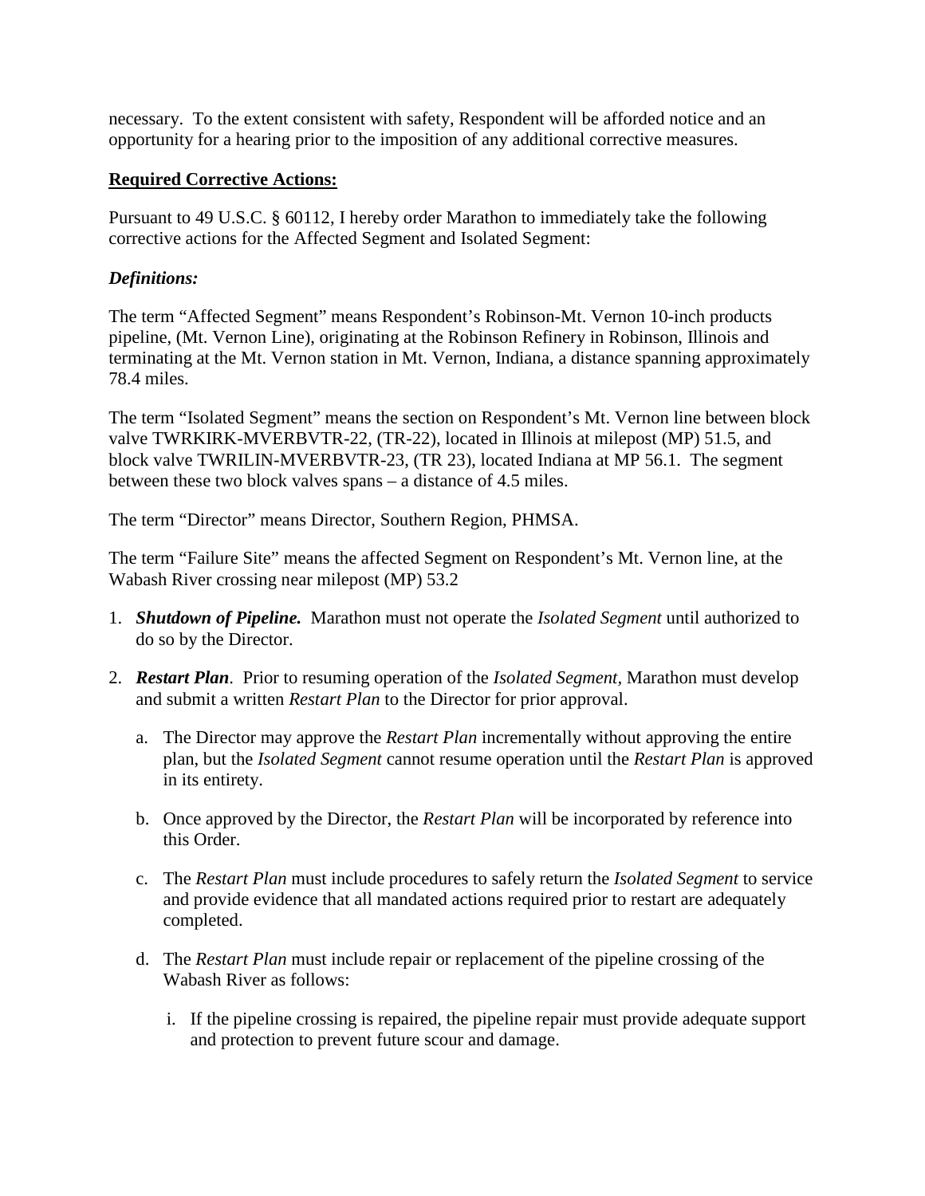necessary. To the extent consistent with safety, Respondent will be afforded notice and an opportunity for a hearing prior to the imposition of any additional corrective measures.

**Required Corrective Actions:**

Pursuant to 49 U.S.C. § 60112, I hereby order Marathon to immediately take the following corrective actions for the Affected Segment and Isolated Segment:

***Definitions:***

The term "Affected Segment" means Respondent's Robinson-Mt. Vernon 10-inch products pipeline, (Mt. Vernon Line), originating at the Robinson Refinery in Robinson, Illinois and terminating at the Mt. Vernon station in Mt. Vernon, Indiana, a distance spanning approximately 78.4 miles.

The term "Isolated Segment" means the section on Respondent's Mt. Vernon line between block valve TWRKIRK-MVERBVTR-22, (TR-22), located in Illinois at milepost (MP) 51.5, and block valve TWRILIN-MVERBVTR-23, (TR 23), located Indiana at MP 56.1. The segment between these two block valves spans – a distance of 4.5 miles.

The term "Director" means Director, Southern Region, PHMSA.

The term "Failure Site" means the affected Segment on Respondent's Mt. Vernon line, at the Wabash River crossing near milepost (MP) 53.2

1. ***Shutdown of Pipeline.*** Marathon must not operate the *Isolated Segment* until authorized to do so by the Director.

2. ***Restart Plan***. Prior to resuming operation of the *Isolated Segment,* Marathon must develop and submit a written *Restart Plan* to the Director for prior approval.

   a. The Director may approve the *Restart Plan* incrementally without approving the entire plan, but the *Isolated Segment* cannot resume operation until the *Restart Plan* is approved in its entirety.

   b. Once approved by the Director, the *Restart Plan* will be incorporated by reference into this Order.

   c. The *Restart Plan* must include procedures to safely return the *Isolated Segment* to service and provide evidence that all mandated actions required prior to restart are adequately completed.

   d. The *Restart Plan* must include repair or replacement of the pipeline crossing of the Wabash River as follows:

      i. If the pipeline crossing is repaired, the pipeline repair must provide adequate support and protection to prevent future scour and damage.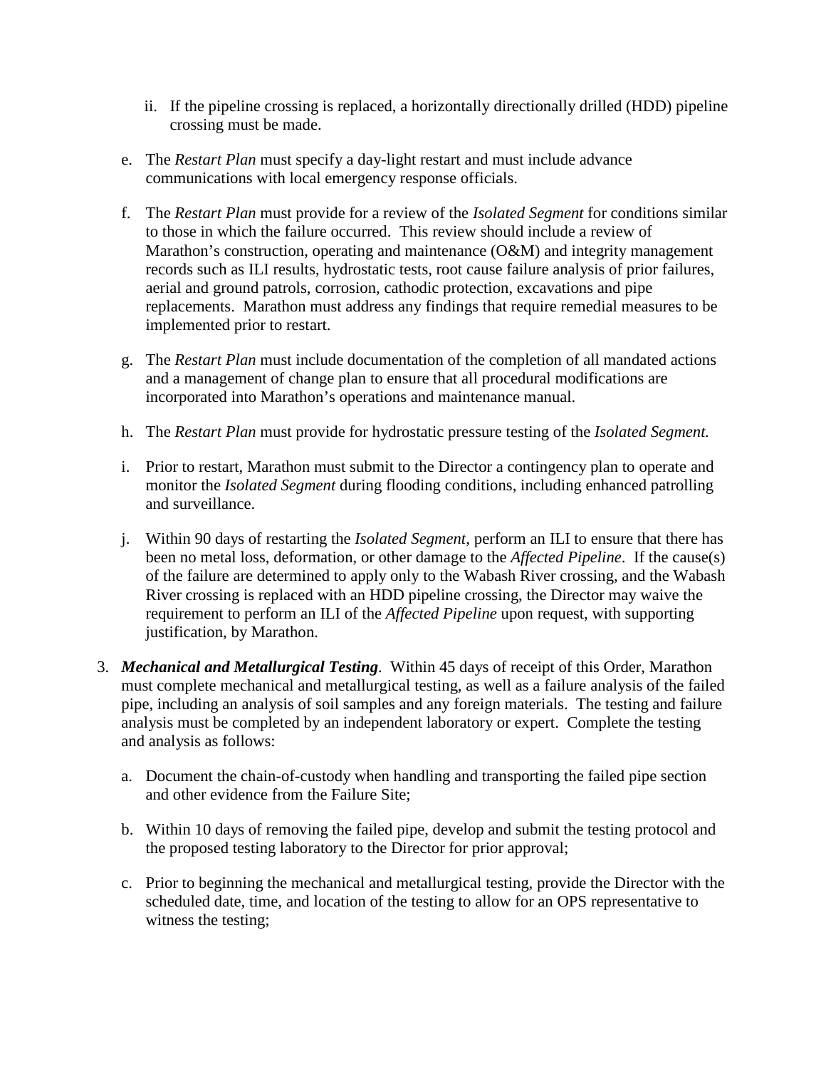ii. If the pipeline crossing is replaced, a horizontally directionally drilled (HDD) pipeline crossing must be made.

   e. The *Restart Plan* must specify a day-light restart and must include advance communications with local emergency response officials.

   f. The *Restart Plan* must provide for a review of the *Isolated Segment* for conditions similar to those in which the failure occurred. This review should include a review of Marathon's construction, operating and maintenance (O&M) and integrity management records such as ILI results, hydrostatic tests, root cause failure analysis of prior failures, aerial and ground patrols, corrosion, cathodic protection, excavations and pipe replacements. Marathon must address any findings that require remedial measures to be implemented prior to restart.

   g. The *Restart Plan* must include documentation of the completion of all mandated actions and a management of change plan to ensure that all procedural modifications are incorporated into Marathon's operations and maintenance manual.

   h. The *Restart Plan* must provide for hydrostatic pressure testing of the *Isolated Segment.*

   i. Prior to restart, Marathon must submit to the Director a contingency plan to operate and monitor the *Isolated Segment* during flooding conditions, including enhanced patrolling and surveillance.

   j. Within 90 days of restarting the *Isolated Segment*, perform an ILI to ensure that there has been no metal loss, deformation, or other damage to the *Affected Pipeline*. If the cause(s) of the failure are determined to apply only to the Wabash River crossing, and the Wabash River crossing is replaced with an HDD pipeline crossing, the Director may waive the requirement to perform an ILI of the *Affected Pipeline* upon request, with supporting justification, by Marathon.

3. ***Mechanical and Metallurgical Testing***. Within 45 days of receipt of this Order, Marathon must complete mechanical and metallurgical testing, as well as a failure analysis of the failed pipe, including an analysis of soil samples and any foreign materials. The testing and failure analysis must be completed by an independent laboratory or expert. Complete the testing and analysis as follows:

   a. Document the chain-of-custody when handling and transporting the failed pipe section and other evidence from the Failure Site;

   b. Within 10 days of removing the failed pipe, develop and submit the testing protocol and the proposed testing laboratory to the Director for prior approval;

   c. Prior to beginning the mechanical and metallurgical testing, provide the Director with the scheduled date, time, and location of the testing to allow for an OPS representative to witness the testing;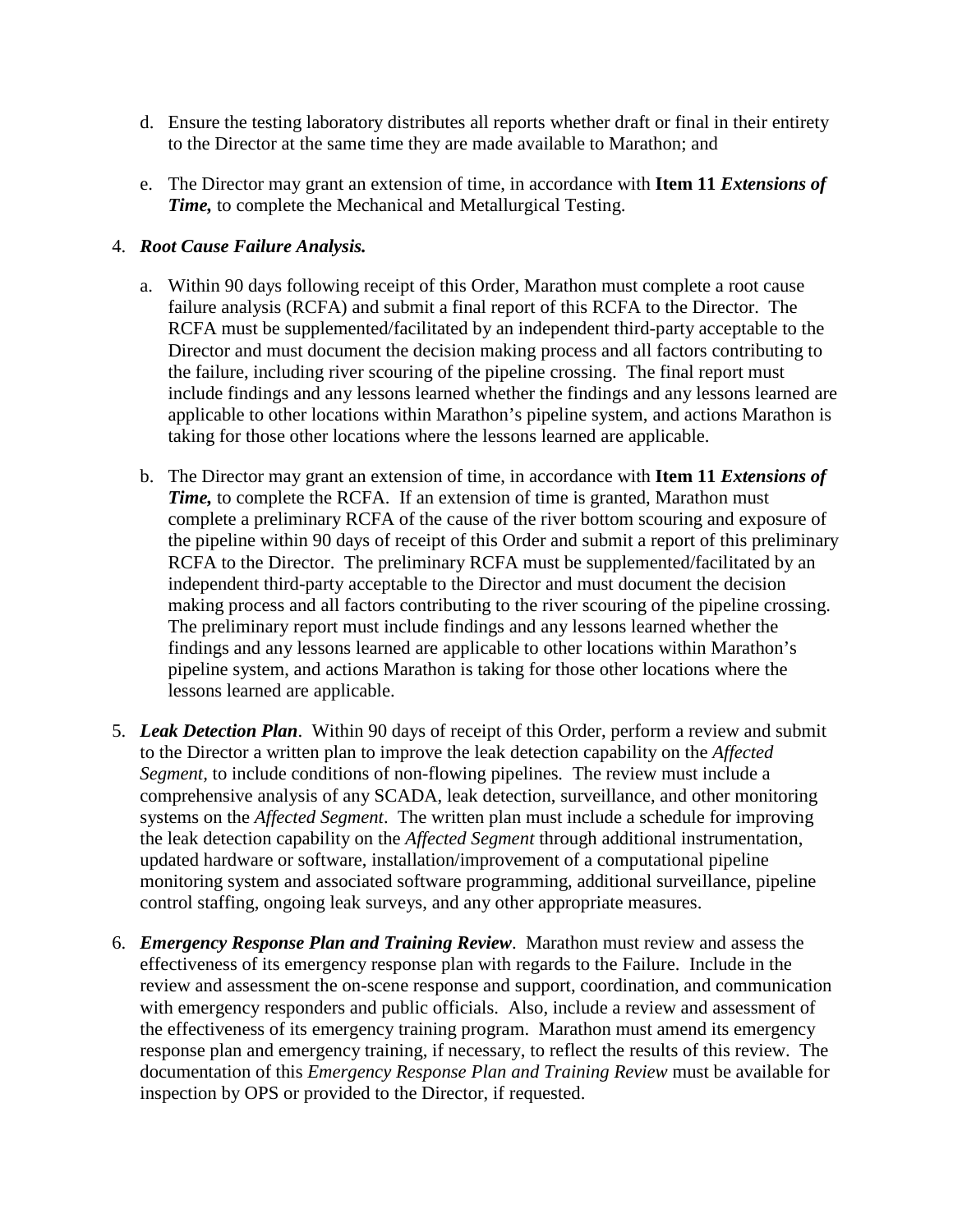d. Ensure the testing laboratory distributes all reports whether draft or final in their entirety to the Director at the same time they are made available to Marathon; and

e. The Director may grant an extension of time, in accordance with **Item 11** ***Extensions of Time,*** to complete the Mechanical and Metallurgical Testing.

4. ***Root Cause Failure Analysis.***

   a. Within 90 days following receipt of this Order, Marathon must complete a root cause failure analysis (RCFA) and submit a final report of this RCFA to the Director. The RCFA must be supplemented/facilitated by an independent third-party acceptable to the Director and must document the decision making process and all factors contributing to the failure, including river scouring of the pipeline crossing. The final report must include findings and any lessons learned whether the findings and any lessons learned are applicable to other locations within Marathon's pipeline system, and actions Marathon is taking for those other locations where the lessons learned are applicable.

   b. The Director may grant an extension of time, in accordance with **Item 11** ***Extensions of Time,*** to complete the RCFA. If an extension of time is granted, Marathon must complete a preliminary RCFA of the cause of the river bottom scouring and exposure of the pipeline within 90 days of receipt of this Order and submit a report of this preliminary RCFA to the Director. The preliminary RCFA must be supplemented/facilitated by an independent third-party acceptable to the Director and must document the decision making process and all factors contributing to the river scouring of the pipeline crossing. The preliminary report must include findings and any lessons learned whether the findings and any lessons learned are applicable to other locations within Marathon's pipeline system, and actions Marathon is taking for those other locations where the lessons learned are applicable.

5. ***Leak Detection Plan***. Within 90 days of receipt of this Order, perform a review and submit to the Director a written plan to improve the leak detection capability on the *Affected Segment*, to include conditions of non-flowing pipelines. The review must include a comprehensive analysis of any SCADA, leak detection, surveillance, and other monitoring systems on the *Affected Segment*. The written plan must include a schedule for improving the leak detection capability on the *Affected Segment* through additional instrumentation, updated hardware or software, installation/improvement of a computational pipeline monitoring system and associated software programming, additional surveillance, pipeline control staffing, ongoing leak surveys, and any other appropriate measures.

6. ***Emergency Response Plan and Training Review***. Marathon must review and assess the effectiveness of its emergency response plan with regards to the Failure. Include in the review and assessment the on-scene response and support, coordination, and communication with emergency responders and public officials. Also, include a review and assessment of the effectiveness of its emergency training program. Marathon must amend its emergency response plan and emergency training, if necessary, to reflect the results of this review. The documentation of this *Emergency Response Plan and Training Review* must be available for inspection by OPS or provided to the Director, if requested.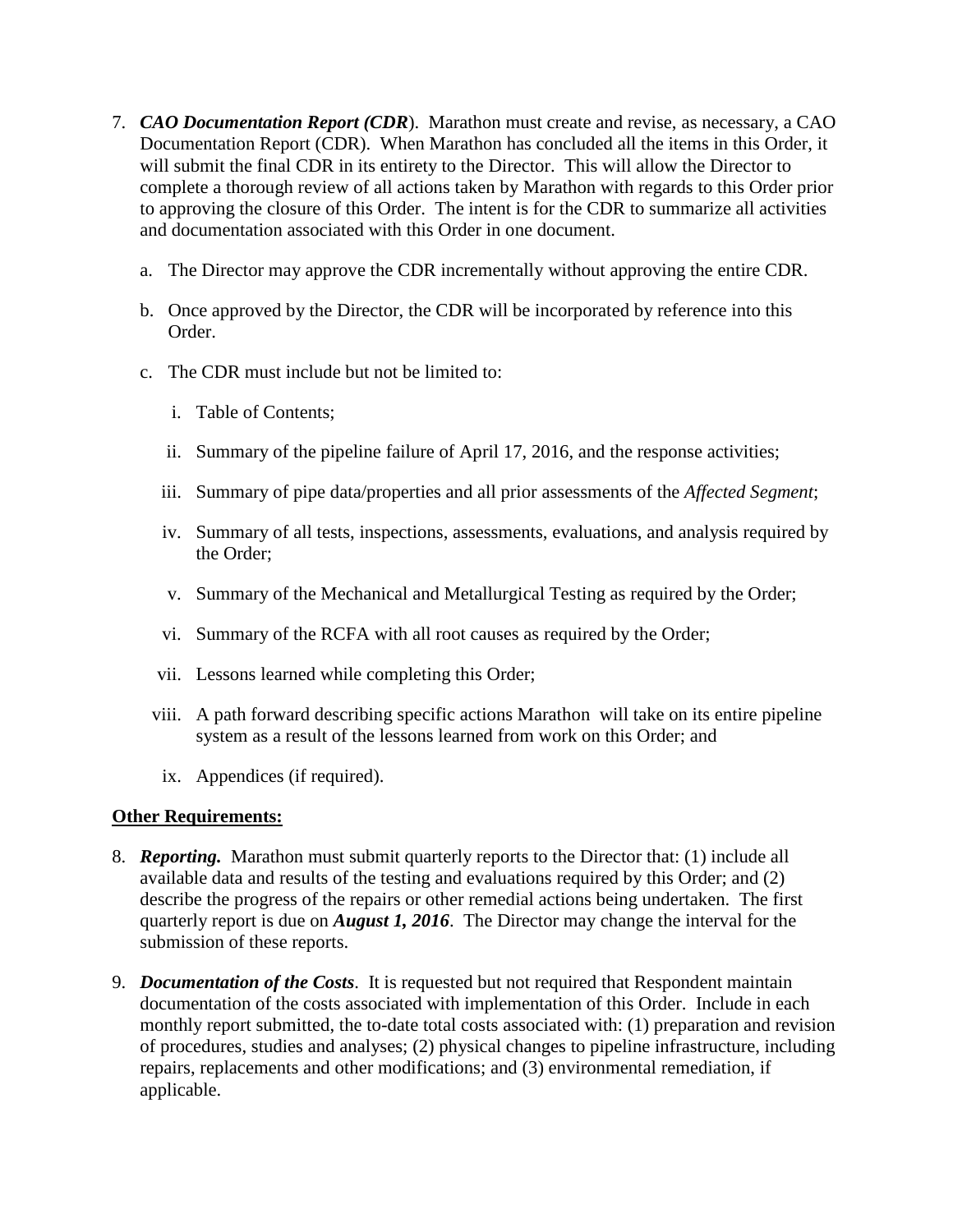7. ***CAO Documentation Report (CDR)***. Marathon must create and revise, as necessary, a CAO Documentation Report (CDR). When Marathon has concluded all the items in this Order, it will submit the final CDR in its entirety to the Director. This will allow the Director to complete a thorough review of all actions taken by Marathon with regards to this Order prior to approving the closure of this Order. The intent is for the CDR to summarize all activities and documentation associated with this Order in one document.

   a. The Director may approve the CDR incrementally without approving the entire CDR.

   b. Once approved by the Director, the CDR will be incorporated by reference into this Order.

   c. The CDR must include but not be limited to:

      i. Table of Contents;

      ii. Summary of the pipeline failure of April 17, 2016, and the response activities;

      iii. Summary of pipe data/properties and all prior assessments of the *Affected Segment*;

      iv. Summary of all tests, inspections, assessments, evaluations, and analysis required by the Order;

      v. Summary of the Mechanical and Metallurgical Testing as required by the Order;

      vi. Summary of the RCFA with all root causes as required by the Order;

      vii. Lessons learned while completing this Order;

      viii. A path forward describing specific actions Marathon will take on its entire pipeline system as a result of the lessons learned from work on this Order; and

      ix. Appendices (if required).

**Other Requirements:**

8. ***Reporting.*** Marathon must submit quarterly reports to the Director that: (1) include all available data and results of the testing and evaluations required by this Order; and (2) describe the progress of the repairs or other remedial actions being undertaken. The first quarterly report is due on ***August 1, 2016***. The Director may change the interval for the submission of these reports.

9. ***Documentation of the Costs***. It is requested but not required that Respondent maintain documentation of the costs associated with implementation of this Order. Include in each monthly report submitted, the to-date total costs associated with: (1) preparation and revision of procedures, studies and analyses; (2) physical changes to pipeline infrastructure, including repairs, replacements and other modifications; and (3) environmental remediation, if applicable.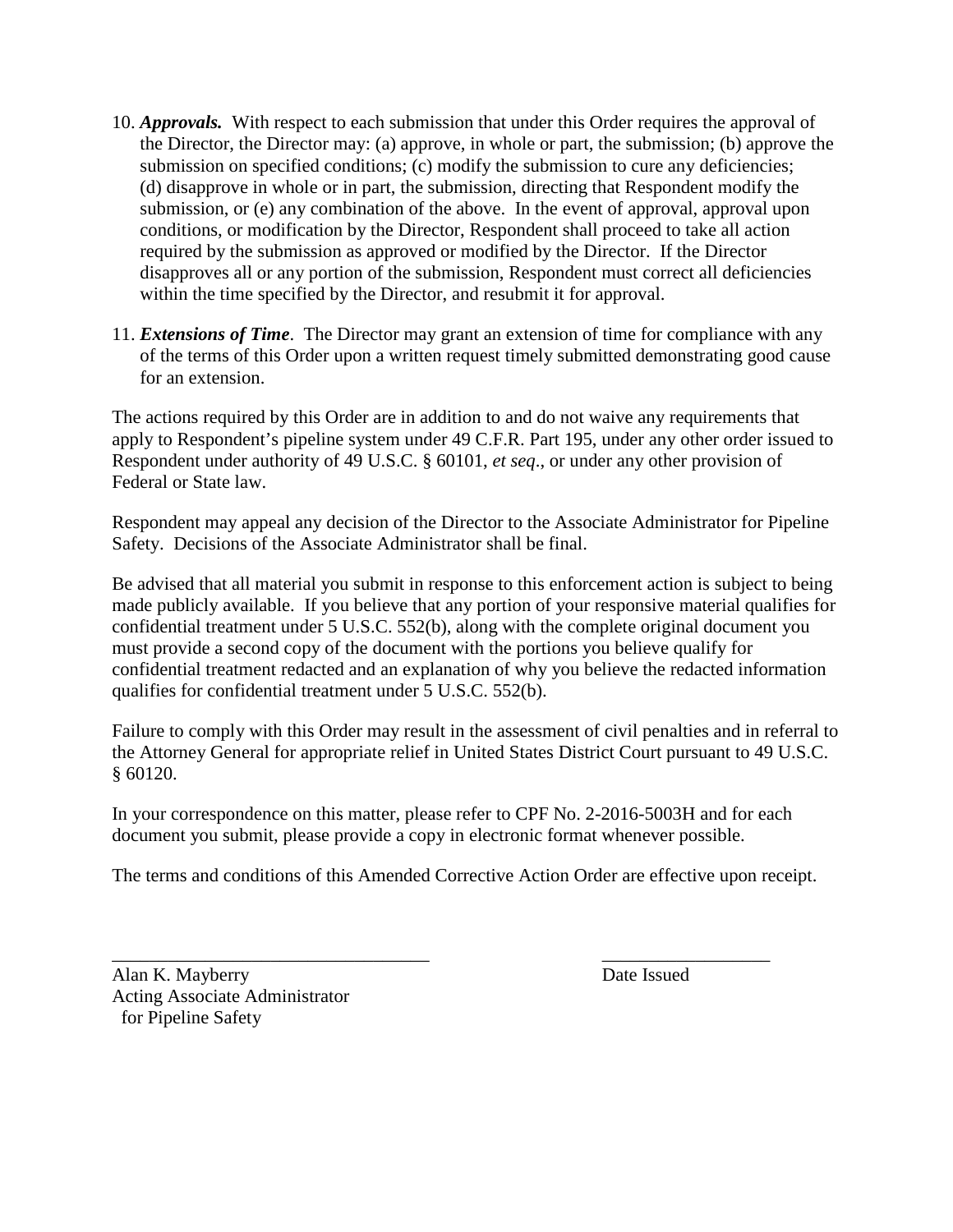10. ***Approvals.*** With respect to each submission that under this Order requires the approval of the Director, the Director may: (a) approve, in whole or part, the submission; (b) approve the submission on specified conditions; (c) modify the submission to cure any deficiencies; (d) disapprove in whole or in part, the submission, directing that Respondent modify the submission, or (e) any combination of the above. In the event of approval, approval upon conditions, or modification by the Director, Respondent shall proceed to take all action required by the submission as approved or modified by the Director. If the Director disapproves all or any portion of the submission, Respondent must correct all deficiencies within the time specified by the Director, and resubmit it for approval.

11. ***Extensions of Time***. The Director may grant an extension of time for compliance with any of the terms of this Order upon a written request timely submitted demonstrating good cause for an extension.

The actions required by this Order are in addition to and do not waive any requirements that apply to Respondent's pipeline system under 49 C.F.R. Part 195, under any other order issued to Respondent under authority of 49 U.S.C. § 60101, *et seq*., or under any other provision of Federal or State law.

Respondent may appeal any decision of the Director to the Associate Administrator for Pipeline Safety. Decisions of the Associate Administrator shall be final.

Be advised that all material you submit in response to this enforcement action is subject to being made publicly available. If you believe that any portion of your responsive material qualifies for confidential treatment under 5 U.S.C. 552(b), along with the complete original document you must provide a second copy of the document with the portions you believe qualify for confidential treatment redacted and an explanation of why you believe the redacted information qualifies for confidential treatment under 5 U.S.C. 552(b).

Failure to comply with this Order may result in the assessment of civil penalties and in referral to the Attorney General for appropriate relief in United States District Court pursuant to 49 U.S.C. § 60120.

In your correspondence on this matter, please refer to CPF No. 2-2016-5003H and for each document you submit, please provide a copy in electronic format whenever possible.

The terms and conditions of this Amended Corrective Action Order are effective upon receipt.

\_\_\_\_\_\_\_\_\_\_\_\_\_\_\_\_\_\_\_\_\_\_\_\_\_\_\_\_\_\_\_\_\_\_
Alan K. Mayberry
Acting Associate Administrator
for Pipeline Safety

\_\_\_\_\_\_\_\_\_\_\_\_\_\_\_\_\_\_
Date Issued